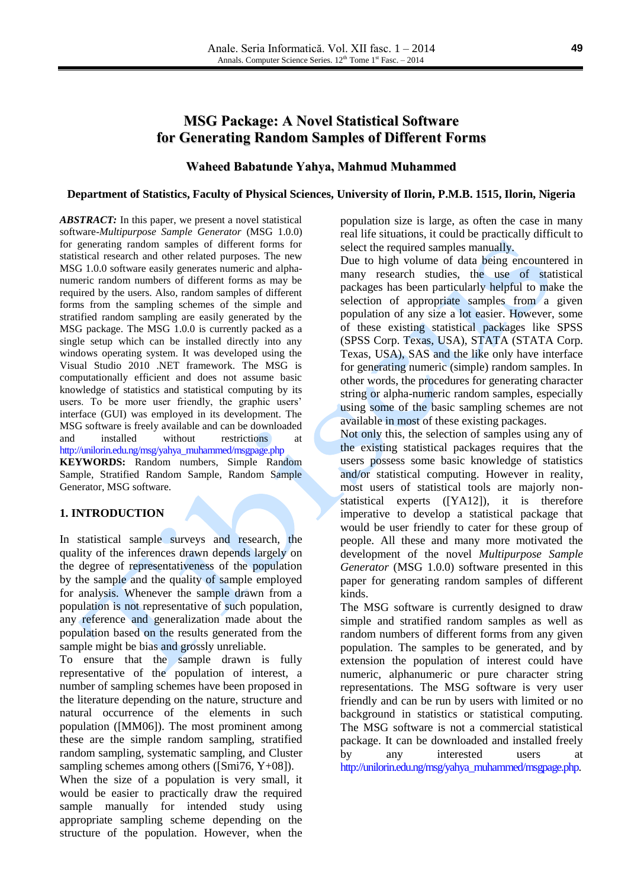# MSG Package: A Novel Statistical Software for Generating Random Samples of Different Forms

**Waheed Babatunde Yahya, Mahmud Muhammed**

**Department of Statistics, Faculty of Physical Sciences, University of Ilorin, P.M.B. 1515, Ilorin, Nigeria**

***ABSTRACT:*** In this paper, we present a novel statistical software-*Multipurpose Sample Generator* (MSG 1.0.0) for generating random samples of different forms for statistical research and other related purposes. The new MSG 1.0.0 software easily generates numeric and alpha-numeric random numbers of different forms as may be required by the users. Also, random samples of different forms from the sampling schemes of the simple and stratified random sampling are easily generated by the MSG package. The MSG 1.0.0 is currently packed as a single setup which can be installed directly into any windows operating system. It was developed using the Visual Studio 2010 .NET framework. The MSG is computationally efficient and does not assume basic knowledge of statistics and statistical computing by its users. To be more user friendly, the graphic users' interface (GUI) was employed in its development. The MSG software is freely available and can be downloaded and installed without restrictions at http://unilorin.edu.ng/msg/yahya_muhammed/msgpage.php

**KEYWORDS:** Random numbers, Simple Random Sample, Stratified Random Sample, Random Sample Generator, MSG software.

## 1. INTRODUCTION

In statistical sample surveys and research, the quality of the inferences drawn depends largely on the degree of representativeness of the population by the sample and the quality of sample employed for analysis. Whenever the sample drawn from a population is not representative of such population, any reference and generalization made about the population based on the results generated from the sample might be bias and grossly unreliable.

To ensure that the sample drawn is fully representative of the population of interest, a number of sampling schemes have been proposed in the literature depending on the nature, structure and natural occurrence of the elements in such population ([MM06]). The most prominent among these are the simple random sampling, stratified random sampling, systematic sampling, and Cluster sampling schemes among others ([Smi76, Y+08]).

When the size of a population is very small, it would be easier to practically draw the required sample manually for intended study using appropriate sampling scheme depending on the structure of the population. However, when the population size is large, as often the case in many real life situations, it could be practically difficult to select the required samples manually.

Due to high volume of data being encountered in many research studies, the use of statistical packages has been particularly helpful to make the selection of appropriate samples from a given population of any size a lot easier. However, some of these existing statistical packages like SPSS (SPSS Corp. Texas, USA), STATA (STATA Corp. Texas, USA), SAS and the like only have interface for generating numeric (simple) random samples. In other words, the procedures for generating character string or alpha-numeric random samples, especially using some of the basic sampling schemes are not available in most of these existing packages.

Not only this, the selection of samples using any of the existing statistical packages requires that the users possess some basic knowledge of statistics and/or statistical computing. However in reality, most users of statistical tools are majorly non-statistical experts ([YA12]), it is therefore imperative to develop a statistical package that would be user friendly to cater for these group of people. All these and many more motivated the development of the novel *Multipurpose Sample Generator* (MSG 1.0.0) software presented in this paper for generating random samples of different kinds.

The MSG software is currently designed to draw simple and stratified random samples as well as random numbers of different forms from any given population. The samples to be generated, and by extension the population of interest could have numeric, alphanumeric or pure character string representations. The MSG software is very user friendly and can be run by users with limited or no background in statistics or statistical computing. The MSG software is not a commercial statistical package. It can be downloaded and installed freely by any interested users at http://unilorin.edu.ng/msg/yahya_muhammed/msgpage.php.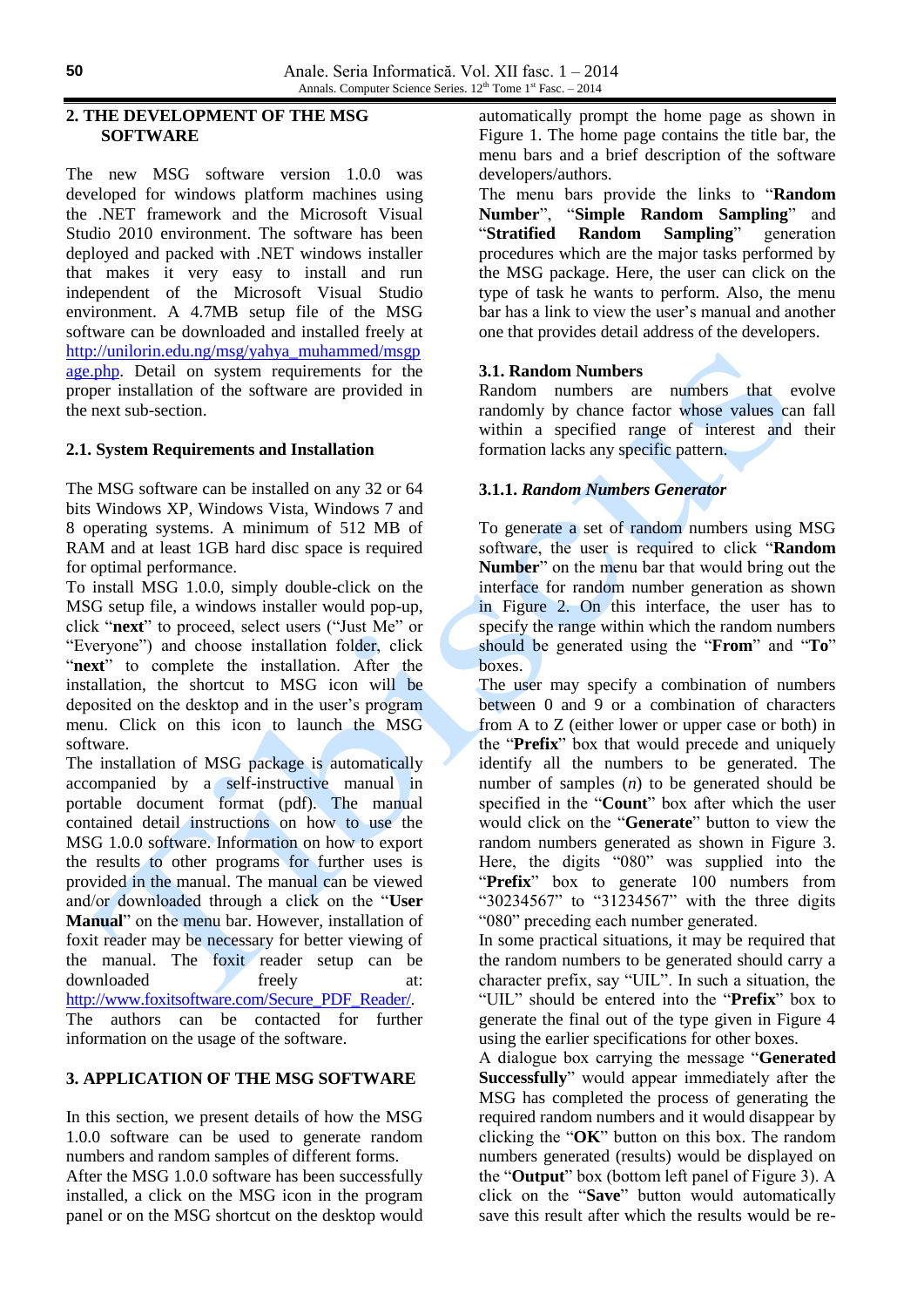## 2. THE DEVELOPMENT OF THE MSG SOFTWARE

The new MSG software version 1.0.0 was developed for windows platform machines using the .NET framework and the Microsoft Visual Studio 2010 environment. The software has been deployed and packed with .NET windows installer that makes it very easy to install and run independent of the Microsoft Visual Studio environment. A 4.7MB setup file of the MSG software can be downloaded and installed freely at http://unilorin.edu.ng/msg/yahya_muhammed/msgpage.php. Detail on system requirements for the proper installation of the software are provided in the next sub-section.

### 2.1. System Requirements and Installation

The MSG software can be installed on any 32 or 64 bits Windows XP, Windows Vista, Windows 7 and 8 operating systems. A minimum of 512 MB of RAM and at least 1GB hard disc space is required for optimal performance.

To install MSG 1.0.0, simply double-click on the MSG setup file, a windows installer would pop-up, click "**next**" to proceed, select users ("Just Me" or "Everyone") and choose installation folder, click "**next**" to complete the installation. After the installation, the shortcut to MSG icon will be deposited on the desktop and in the user's program menu. Click on this icon to launch the MSG software.

The installation of MSG package is automatically accompanied by a self-instructive manual in portable document format (pdf). The manual contained detail instructions on how to use the MSG 1.0.0 software. Information on how to export the results to other programs for further uses is provided in the manual. The manual can be viewed and/or downloaded through a click on the "**User Manual**" on the menu bar. However, installation of foxit reader may be necessary for better viewing of the manual. The foxit reader setup can be downloaded freely at: http://www.foxitsoftware.com/Secure_PDF_Reader/. The authors can be contacted for further information on the usage of the software.

## 3. APPLICATION OF THE MSG SOFTWARE

In this section, we present details of how the MSG 1.0.0 software can be used to generate random numbers and random samples of different forms.

After the MSG 1.0.0 software has been successfully installed, a click on the MSG icon in the program panel or on the MSG shortcut on the desktop would automatically prompt the home page as shown in Figure 1. The home page contains the title bar, the menu bars and a brief description of the software developers/authors.

The menu bars provide the links to "**Random Number**", "**Simple Random Sampling**" and "**Stratified Random Sampling**" generation procedures which are the major tasks performed by the MSG package. Here, the user can click on the type of task he wants to perform. Also, the menu bar has a link to view the user's manual and another one that provides detail address of the developers.

### 3.1. Random Numbers

Random numbers are numbers that evolve randomly by chance factor whose values can fall within a specified range of interest and their formation lacks any specific pattern.

#### 3.1.1. *Random Numbers Generator*

To generate a set of random numbers using MSG software, the user is required to click "**Random Number**" on the menu bar that would bring out the interface for random number generation as shown in Figure 2. On this interface, the user has to specify the range within which the random numbers should be generated using the "**From**" and "**To**" boxes.

The user may specify a combination of numbers between 0 and 9 or a combination of characters from A to Z (either lower or upper case or both) in the "**Prefix**" box that would precede and uniquely identify all the numbers to be generated. The number of samples ($n$) to be generated should be specified in the "**Count**" box after which the user would click on the "**Generate**" button to view the random numbers generated as shown in Figure 3. Here, the digits "080" was supplied into the "**Prefix**" box to generate 100 numbers from "30234567" to "31234567" with the three digits "080" preceding each number generated.

In some practical situations, it may be required that the random numbers to be generated should carry a character prefix, say "UIL". In such a situation, the "UIL" should be entered into the "**Prefix**" box to generate the final out of the type given in Figure 4 using the earlier specifications for other boxes.

A dialogue box carrying the message "**Generated Successfully**" would appear immediately after the MSG has completed the process of generating the required random numbers and it would disappear by clicking the "**OK**" button on this box. The random numbers generated (results) would be displayed on the "**Output**" box (bottom left panel of Figure 3). A click on the "**Save**" button would automatically save this result after which the results would be re-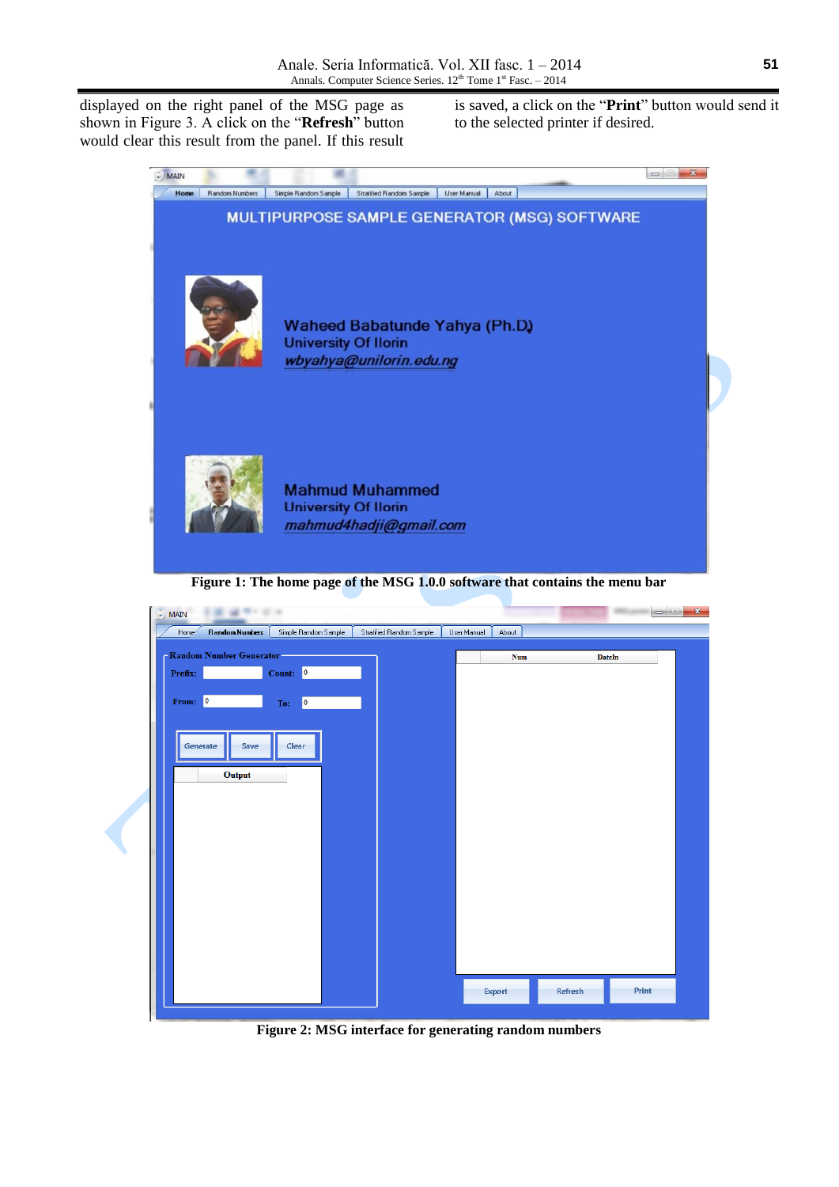displayed on the right panel of the MSG page as shown in Figure 3. A click on the "**Refresh**" button would clear this result from the panel. If this result is saved, a click on the "**Print**" button would send it to the selected printer if desired.

**Figure 1: The home page of the MSG 1.0.0 software that contains the menu bar**

**Figure 2: MSG interface for generating random numbers**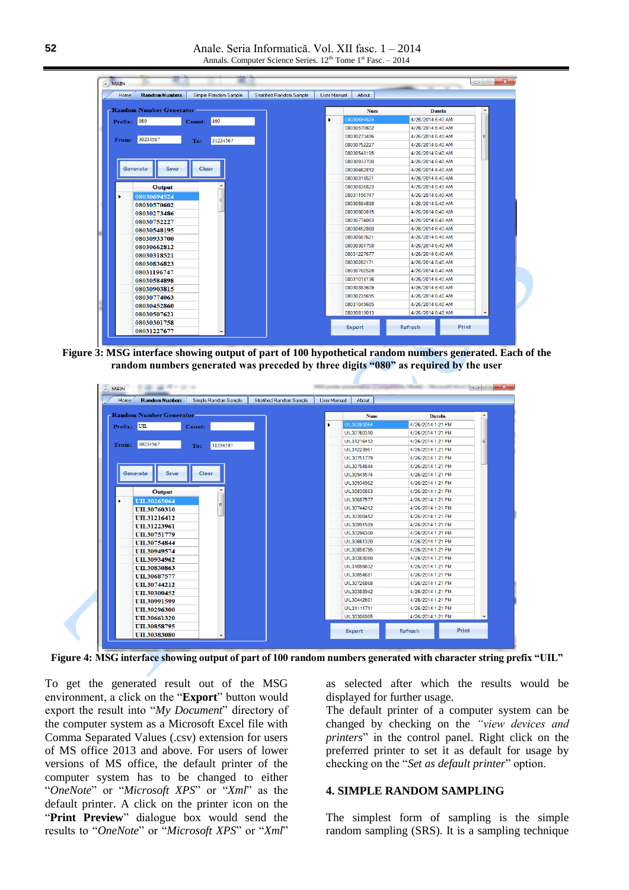Figure 3: MSG interface showing output of part of 100 hypothetical random numbers generated. Each of the random numbers generated was preceded by three digits "080" as required by the user

Figure 4: MSG interface showing output of part of 100 random numbers generated with character string prefix "UIL"

To get the generated result out of the MSG environment, a click on the "**Export**" button would export the result into "*My Document*" directory of the computer system as a Microsoft Excel file with Comma Separated Values (.csv) extension for users of MS office 2013 and above. For users of lower versions of MS office, the default printer of the computer system has to be changed to either "*OneNote*" or "*Microsoft XPS*" or "*Xml*" as the default printer. A click on the printer icon on the "**Print Preview**" dialogue box would send the results to "*OneNote*" or "*Microsoft XPS*" or "*Xml*" as selected after which the results would be displayed for further usage.

The default printer of a computer system can be changed by checking on the *"view devices and printers*" in the control panel. Right click on the preferred printer to set it as default for usage by checking on the "*Set as default printer*" option.

## 4. SIMPLE RANDOM SAMPLING

The simplest form of sampling is the simple random sampling (SRS). It is a sampling technique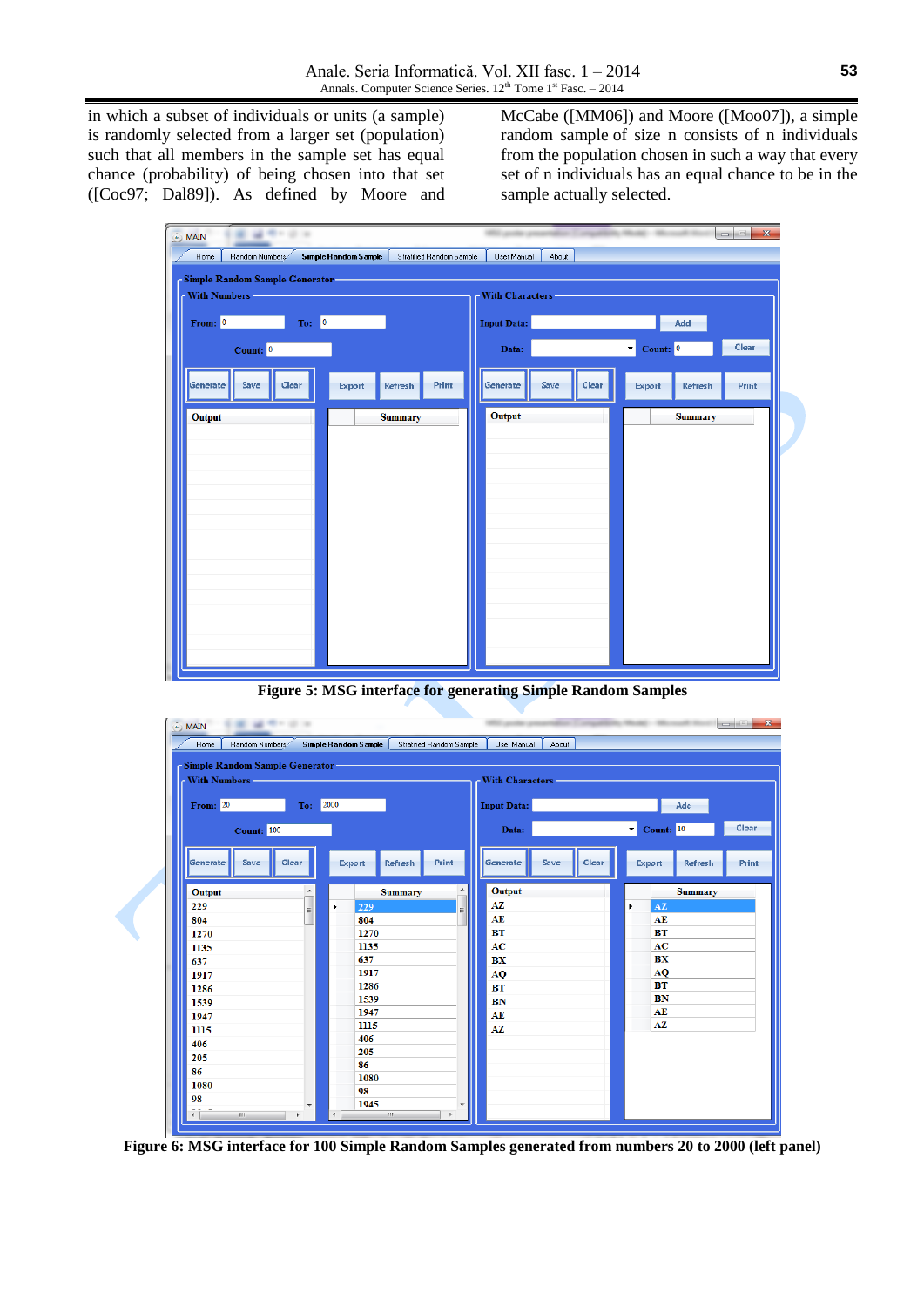in which a subset of individuals or units (a sample) is randomly selected from a larger set (population) such that all members in the sample set has equal chance (probability) of being chosen into that set ([Coc97; Dal89]). As defined by Moore and McCabe ([MM06]) and Moore ([Moo07]), a simple random sample of size n consists of n individuals from the population chosen in such a way that every set of n individuals has an equal chance to be in the sample actually selected.

**Figure 5: MSG interface for generating Simple Random Samples**

**Figure 6: MSG interface for 100 Simple Random Samples generated from numbers 20 to 2000 (left panel)**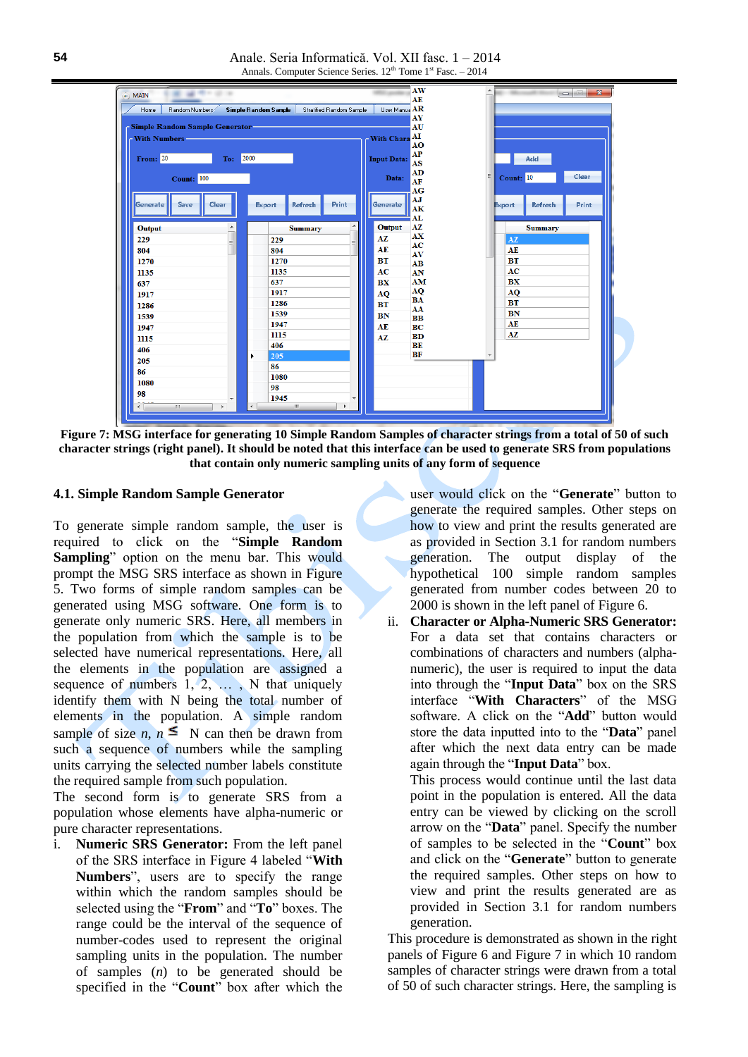**Figure 7: MSG interface for generating 10 Simple Random Samples of character strings from a total of 50 of such character strings (right panel). It should be noted that this interface can be used to generate SRS from populations that contain only numeric sampling units of any form of sequence**

### 4.1. Simple Random Sample Generator

To generate simple random sample, the user is required to click on the "**Simple Random Sampling**" option on the menu bar. This would prompt the MSG SRS interface as shown in Figure 5. Two forms of simple random samples can be generated using MSG software. One form is to generate only numeric SRS. Here, all members in the population from which the sample is to be selected have numerical representations. Here, all the elements in the population are assigned a sequence of numbers 1, 2, … , N that uniquely identify them with N being the total number of elements in the population. A simple random sample of size *n*, $n \leq$ N can then be drawn from such a sequence of numbers while the sampling units carrying the selected number labels constitute the required sample from such population.

The second form is to generate SRS from a population whose elements have alpha-numeric or pure character representations.

i. **Numeric SRS Generator:** From the left panel of the SRS interface in Figure 4 labeled "**With Numbers**", users are to specify the range within which the random samples should be selected using the "**From**" and "**To**" boxes. The range could be the interval of the sequence of number-codes used to represent the original sampling units in the population. The number of samples (*n*) to be generated should be specified in the "**Count**" box after which the user would click on the "**Generate**" button to generate the required samples. Other steps on how to view and print the results generated are as provided in Section 3.1 for random numbers generation. The output display of the hypothetical 100 simple random samples generated from number codes between 20 to 2000 is shown in the left panel of Figure 6.

ii. **Character or Alpha-Numeric SRS Generator:** For a data set that contains characters or combinations of characters and numbers (alpha-numeric), the user is required to input the data into through the "**Input Data**" box on the SRS interface "**With Characters**" of the MSG software. A click on the "**Add**" button would store the data inputted into to the "**Data**" panel after which the next data entry can be made again through the "**Input Data**" box.

   This process would continue until the last data point in the population is entered. All the data entry can be viewed by clicking on the scroll arrow on the "**Data**" panel. Specify the number of samples to be selected in the "**Count**" box and click on the "**Generate**" button to generate the required samples. Other steps on how to view and print the results generated are as provided in Section 3.1 for random numbers generation.

This procedure is demonstrated as shown in the right panels of Figure 6 and Figure 7 in which 10 random samples of character strings were drawn from a total of 50 of such character strings. Here, the sampling is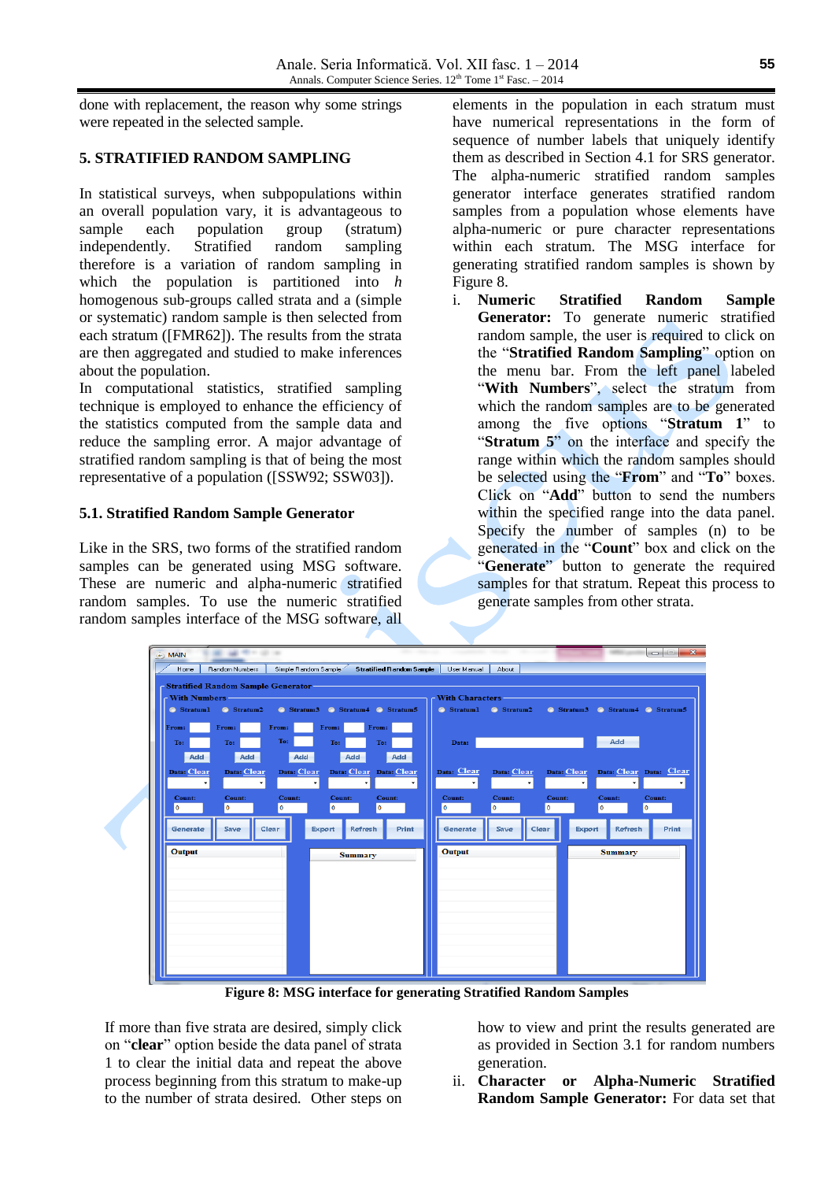done with replacement, the reason why some strings were repeated in the selected sample.

## 5. STRATIFIED RANDOM SAMPLING

In statistical surveys, when subpopulations within an overall population vary, it is advantageous to sample each population group (stratum) independently. Stratified random sampling therefore is a variation of random sampling in which the population is partitioned into *h* homogenous sub-groups called strata and a (simple or systematic) random sample is then selected from each stratum ([FMR62]). The results from the strata are then aggregated and studied to make inferences about the population.

In computational statistics, stratified sampling technique is employed to enhance the efficiency of the statistics computed from the sample data and reduce the sampling error. A major advantage of stratified random sampling is that of being the most representative of a population ([SSW92; SSW03]).

### 5.1. Stratified Random Sample Generator

Like in the SRS, two forms of the stratified random samples can be generated using MSG software. These are numeric and alpha-numeric stratified random samples. To use the numeric stratified random samples interface of the MSG software, all elements in the population in each stratum must have numerical representations in the form of sequence of number labels that uniquely identify them as described in Section 4.1 for SRS generator. The alpha-numeric stratified random samples generator interface generates stratified random samples from a population whose elements have alpha-numeric or pure character representations within each stratum. The MSG interface for generating stratified random samples is shown by Figure 8.

i. **Numeric Stratified Random Sample Generator:** To generate numeric stratified random sample, the user is required to click on the "**Stratified Random Sampling**" option on the menu bar. From the left panel labeled "**With Numbers**", select the stratum from which the random samples are to be generated among the five options "**Stratum 1**" to "**Stratum 5**" on the interface and specify the range within which the random samples should be selected using the "**From**" and "**To**" boxes. Click on "**Add**" button to send the numbers within the specified range into the data panel. Specify the number of samples (n) to be generated in the "**Count**" box and click on the "**Generate**" button to generate the required samples for that stratum. Repeat this process to generate samples from other strata.

**Figure 8: MSG interface for generating Stratified Random Samples**

If more than five strata are desired, simply click on "**clear**" option beside the data panel of strata 1 to clear the initial data and repeat the above process beginning from this stratum to make-up to the number of strata desired. Other steps on how to view and print the results generated are as provided in Section 3.1 for random numbers generation.

ii. **Character or Alpha-Numeric Stratified Random Sample Generator:** For data set that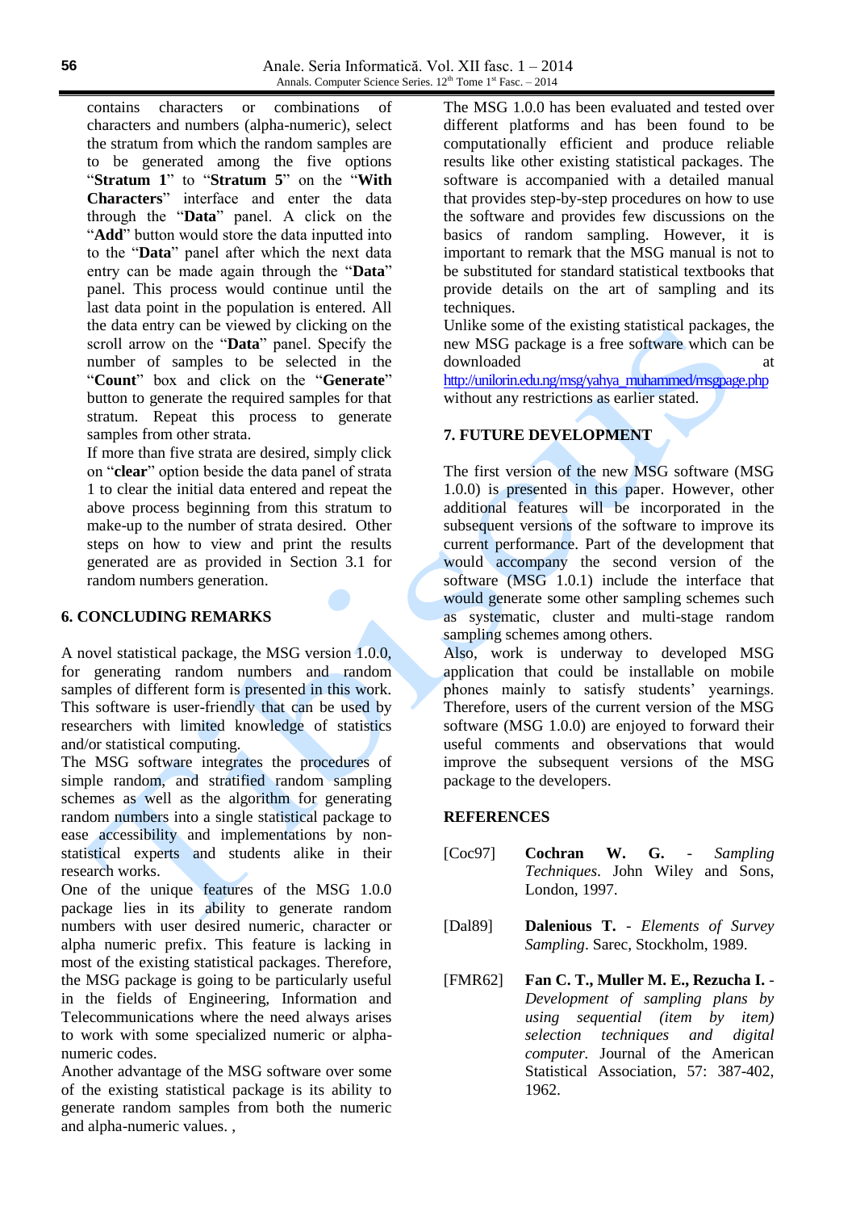contains characters or combinations of characters and numbers (alpha-numeric), select the stratum from which the random samples are to be generated among the five options "**Stratum 1**" to "**Stratum 5**" on the "**With Characters**" interface and enter the data through the "**Data**" panel. A click on the "**Add**" button would store the data inputted into to the "**Data**" panel after which the next data entry can be made again through the "**Data**" panel. This process would continue until the last data point in the population is entered. All the data entry can be viewed by clicking on the scroll arrow on the "**Data**" panel. Specify the number of samples to be selected in the "**Count**" box and click on the "**Generate**" button to generate the required samples for that stratum. Repeat this process to generate samples from other strata.

If more than five strata are desired, simply click on "**clear**" option beside the data panel of strata 1 to clear the initial data entered and repeat the above process beginning from this stratum to make-up to the number of strata desired. Other steps on how to view and print the results generated are as provided in Section 3.1 for random numbers generation.

## 6. CONCLUDING REMARKS

A novel statistical package, the MSG version 1.0.0, for generating random numbers and random samples of different form is presented in this work. This software is user-friendly that can be used by researchers with limited knowledge of statistics and/or statistical computing.

The MSG software integrates the procedures of simple random, and stratified random sampling schemes as well as the algorithm for generating random numbers into a single statistical package to ease accessibility and implementations by non-statistical experts and students alike in their research works.

One of the unique features of the MSG 1.0.0 package lies in its ability to generate random numbers with user desired numeric, character or alpha numeric prefix. This feature is lacking in most of the existing statistical packages. Therefore, the MSG package is going to be particularly useful in the fields of Engineering, Information and Telecommunications where the need always arises to work with some specialized numeric or alpha-numeric codes.

Another advantage of the MSG software over some of the existing statistical package is its ability to generate random samples from both the numeric and alpha-numeric values. ,

The MSG 1.0.0 has been evaluated and tested over different platforms and has been found to be computationally efficient and produce reliable results like other existing statistical packages. The software is accompanied with a detailed manual that provides step-by-step procedures on how to use the software and provides few discussions on the basics of random sampling. However, it is important to remark that the MSG manual is not to be substituted for standard statistical textbooks that provide details on the art of sampling and its techniques.

Unlike some of the existing statistical packages, the new MSG package is a free software which can be downloaded at http://unilorin.edu.ng/msg/yahya_muhammed/msgpage.php without any restrictions as earlier stated.

## 7. FUTURE DEVELOPMENT

The first version of the new MSG software (MSG 1.0.0) is presented in this paper. However, other additional features will be incorporated in the subsequent versions of the software to improve its current performance. Part of the development that would accompany the second version of the software (MSG 1.0.1) include the interface that would generate some other sampling schemes such as systematic, cluster and multi-stage random sampling schemes among others.

Also, work is underway to developed MSG application that could be installable on mobile phones mainly to satisfy students' yearnings. Therefore, users of the current version of the MSG software (MSG 1.0.0) are enjoyed to forward their useful comments and observations that would improve the subsequent versions of the MSG package to the developers.

## REFERENCES

[Coc97] **Cochran W. G.** - *Sampling Techniques*. John Wiley and Sons, London, 1997.

[Dal89] **Dalenious T.** - *Elements of Survey Sampling*. Sarec, Stockholm, 1989.

[FMR62] **Fan C. T., Muller M. E., Rezucha I.** - *Development of sampling plans by using sequential (item by item) selection techniques and digital computer.* Journal of the American Statistical Association, 57: 387-402, 1962.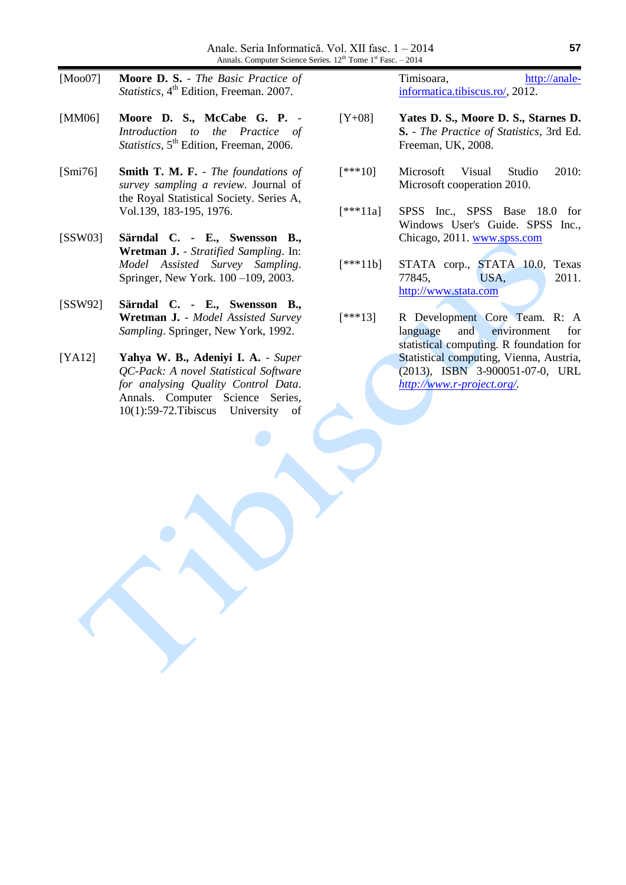[Moo07] **Moore D. S.** - *The Basic Practice of Statistics*, 4th Edition, Freeman. 2007.

[MM06] **Moore D. S., McCabe G. P.** - *Introduction to the Practice of Statistics*, 5th Edition, Freeman, 2006.

[Smi76] **Smith T. M. F.** - *The foundations of survey sampling a review*. Journal of the Royal Statistical Society. Series A, Vol.139, 183-195, 1976.

[SSW03] **Särndal C. - E., Swensson B., Wretman J.** - *Stratified Sampling*. In: *Model Assisted Survey Sampling*. Springer, New York. 100 –109, 2003.

[SSW92] **Särndal C. - E., Swensson B., Wretman J.** - *Model Assisted Survey Sampling*. Springer, New York, 1992.

[YA12] **Yahya W. B., Adeniyi I. A.** - *Super QC-Pack: A novel Statistical Software for analysing Quality Control Data*. Annals. Computer Science Series, 10(1):59-72.Tibiscus University of Timisoara, http://anale-informatica.tibiscus.ro/, 2012.

[Y+08] **Yates D. S., Moore D. S., Starnes D. S.** - *The Practice of Statistics*, 3rd Ed. Freeman, UK, 2008.

[***10] Microsoft Visual Studio 2010: Microsoft cooperation 2010.

[***11a] SPSS Inc., SPSS Base 18.0 for Windows User's Guide. SPSS Inc., Chicago, 2011. www.spss.com

[***11b] STATA corp., STATA 10.0, Texas 77845, USA, 2011. http://www.stata.com

[***13] R Development Core Team. R: A language and environment for statistical computing. R foundation for Statistical computing, Vienna, Austria, (2013), ISBN 3-900051-07-0, URL *http://www.r-project.org/*.